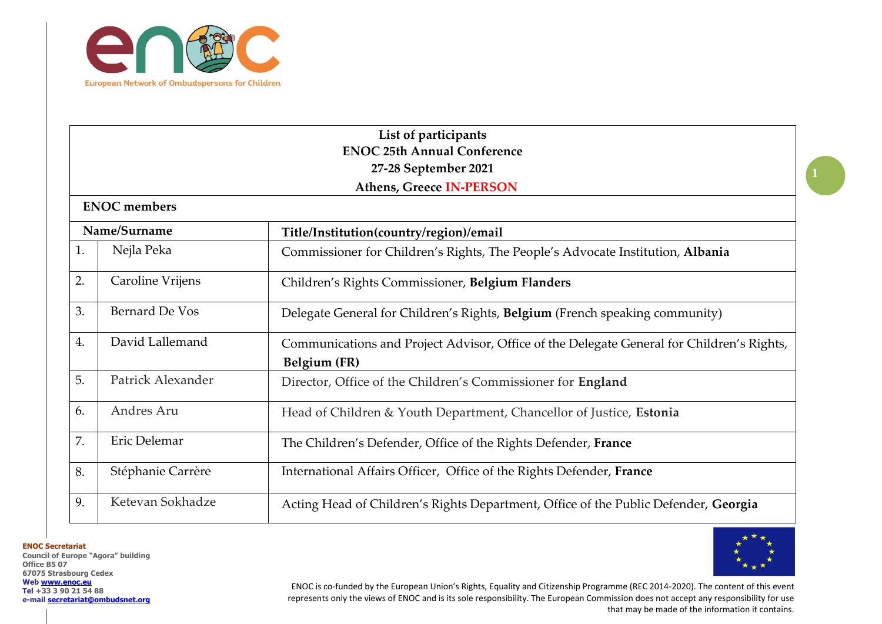European Network of Ombudspersons for Children

**List of participants**
**ENOC 25th Annual Conference**
**27-28 September 2021**
**Athens, Greece IN-PERSON**

**ENOC members**

| | Name/Surname | Title/Institution(country/region)/email |
|---|---|---|
| 1. | Nejla Peka | Commissioner for Children's Rights, The People's Advocate Institution, **Albania** |
| 2. | Caroline Vrijens | Children's Rights Commissioner, **Belgium Flanders** |
| 3. | Bernard De Vos | Delegate General for Children's Rights, **Belgium** (French speaking community) |
| 4. | David Lallemand | Communications and Project Advisor, Office of the Delegate General for Children's Rights, **Belgium (FR)** |
| 5. | Patrick Alexander | Director, Office of the Children's Commissioner for **England** |
| 6. | Andres Aru | Head of Children & Youth Department, Chancellor of Justice, **Estonia** |
| 7. | Eric Delemar | The Children's Defender, Office of the Rights Defender, **France** |
| 8. | Stéphanie Carrère | International Affairs Officer, Office of the Rights Defender, **France** |
| 9. | Ketevan Sokhadze | Acting Head of Children's Rights Department, Office of the Public Defender, **Georgia** |

**ENOC Secretariat**
Council of Europe "Agora" building
Office B5 07
67075 Strasbourg Cedex
Web www.enoc.eu
Tel +33 3 90 21 54 88
e-mail secretariat@ombudsnet.org

ENOC is co-funded by the European Union's Rights, Equality and Citizenship Programme (REC 2014-2020). The content of this event represents only the views of ENOC and is its sole responsibility. The European Commission does not accept any responsibility for use that may be made of the information it contains.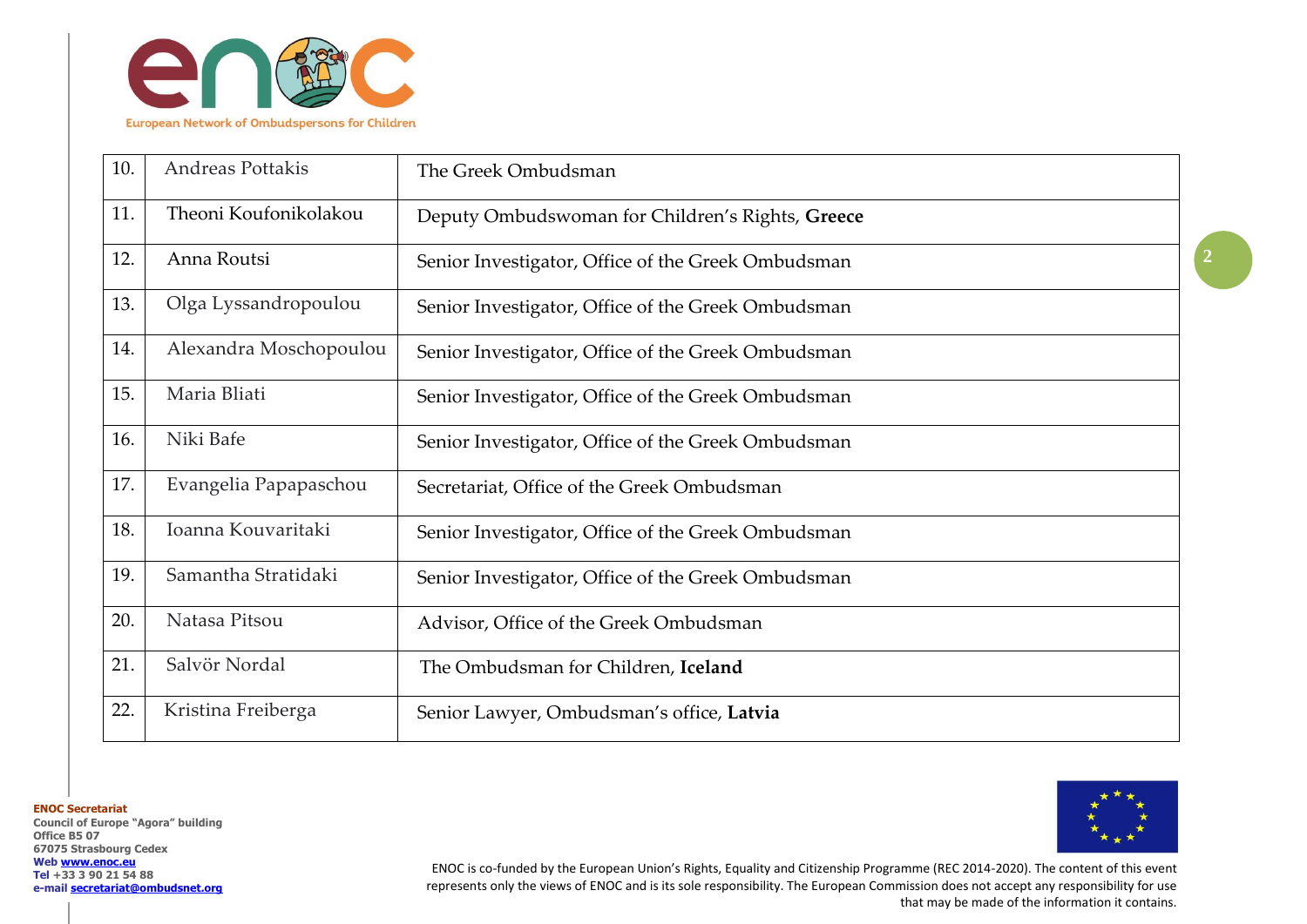| | | |
|---|---|---|
| 10. | Andreas Pottakis | The Greek Ombudsman |
| 11. | Theoni Koufonikolakou | Deputy Ombudswoman for Children's Rights, **Greece** |
| 12. | Anna Routsi | Senior Investigator, Office of the Greek Ombudsman |
| 13. | Olga Lyssandropoulou | Senior Investigator, Office of the Greek Ombudsman |
| 14. | Alexandra Moschopoulou | Senior Investigator, Office of the Greek Ombudsman |
| 15. | Maria Bliati | Senior Investigator, Office of the Greek Ombudsman |
| 16. | Niki Bafe | Senior Investigator, Office of the Greek Ombudsman |
| 17. | Evangelia Papapaschou | Secretariat, Office of the Greek Ombudsman |
| 18. | Ioanna Kouvaritaki | Senior Investigator, Office of the Greek Ombudsman |
| 19. | Samantha Stratidaki | Senior Investigator, Office of the Greek Ombudsman |
| 20. | Natasa Pitsou | Advisor, Office of the Greek Ombudsman |
| 21. | Salvör Nordal | The Ombudsman for Children, **Iceland** |
| 22. | Kristina Freiberga | Senior Lawyer, Ombudsman's office, **Latvia** |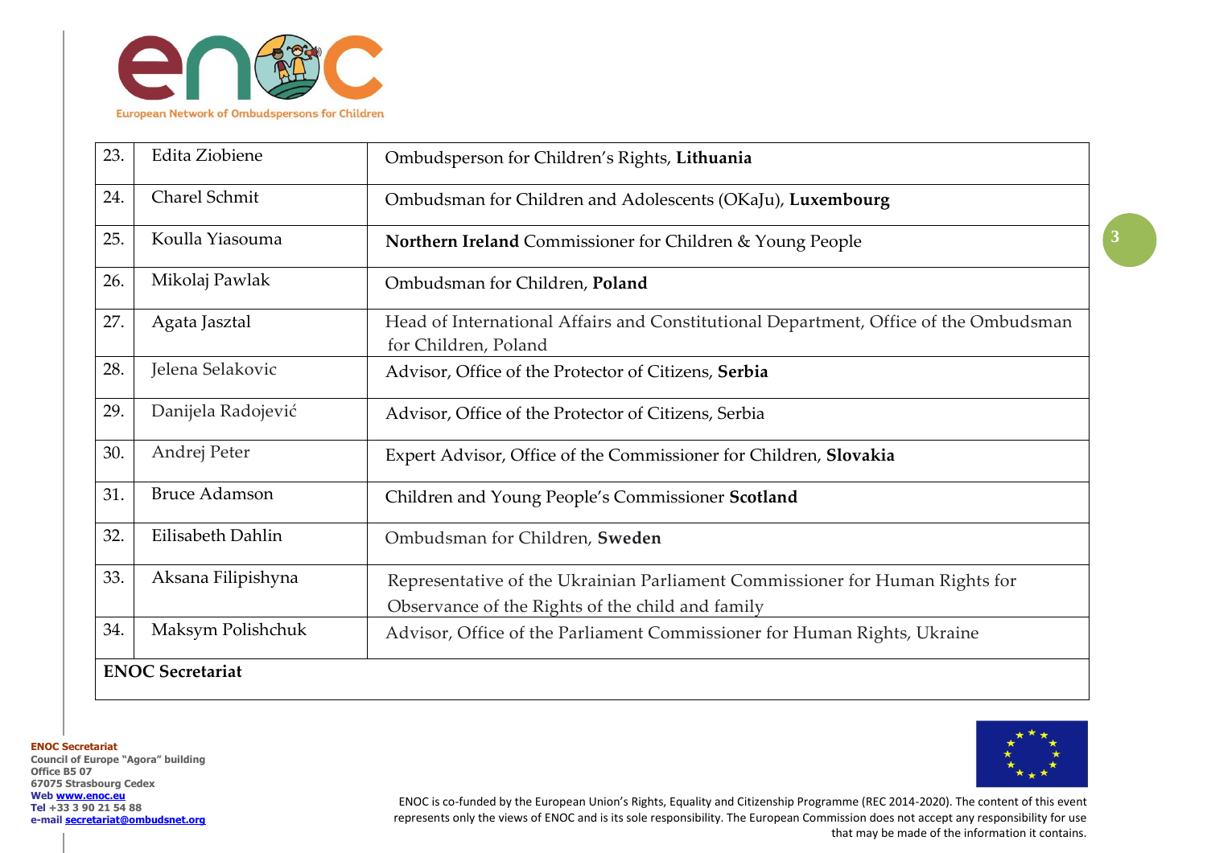| 23. | Edita Ziobiene | Ombudsperson for Children's Rights, **Lithuania** |
|---|---|---|
| 24. | Charel Schmit | Ombudsman for Children and Adolescents (OKaJu), **Luxembourg** |
| 25. | Koulla Yiasouma | **Northern Ireland** Commissioner for Children & Young People |
| 26. | Mikolaj Pawlak | Ombudsman for Children, **Poland** |
| 27. | Agata Jasztal | Head of International Affairs and Constitutional Department, Office of the Ombudsman for Children, Poland |
| 28. | Jelena Selakovic | Advisor, Office of the Protector of Citizens, **Serbia** |
| 29. | Danijela Radojević | Advisor, Office of the Protector of Citizens, Serbia |
| 30. | Andrej Peter | Expert Advisor, Office of the Commissioner for Children, **Slovakia** |
| 31. | Bruce Adamson | Children and Young People's Commissioner **Scotland** |
| 32. | Eilisabeth Dahlin | Ombudsman for Children, **Sweden** |
| 33. | Aksana Filipishyna | Representative of the Ukrainian Parliament Commissioner for Human Rights for Observance of the Rights of the child and family |
| 34. | Maksym Polishchuk | Advisor, Office of the Parliament Commissioner for Human Rights, Ukraine |
| **ENOC Secretariat** | | |

**ENOC Secretariat**
Council of Europe "Agora" building
Office B5 07
67075 Strasbourg Cedex
Web www.enoc.eu
Tel +33 3 90 21 54 88
e-mail secretariat@ombudsnet.org

ENOC is co-funded by the European Union's Rights, Equality and Citizenship Programme (REC 2014-2020). The content of this event represents only the views of ENOC and is its sole responsibility. The European Commission does not accept any responsibility for use that may be made of the information it contains.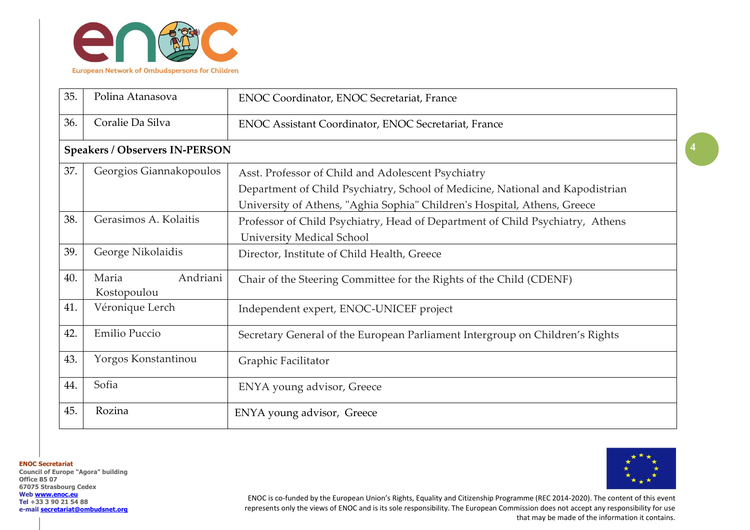| | | |
|---|---|---|
| 35. | Polina Atanasova | ENOC Coordinator, ENOC Secretariat, France |
| 36. | Coralie Da Silva | ENOC Assistant Coordinator, ENOC Secretariat, France |
| **Speakers / Observers IN-PERSON** | | |
| 37. | Georgios Giannakopoulos | Asst. Professor of Child and Adolescent Psychiatry Department of Child Psychiatry, School of Medicine, National and Kapodistrian University of Athens, "Aghia Sophia" Children's Hospital, Athens, Greece |
| 38. | Gerasimos A. Kolaitis | Professor of Child Psychiatry, Head of Department of Child Psychiatry, Athens University Medical School |
| 39. | George Nikolaidis | Director, Institute of Child Health, Greece |
| 40. | Maria Andriani Kostopoulou | Chair of the Steering Committee for the Rights of the Child (CDENF) |
| 41. | Véronique Lerch | Independent expert, ENOC-UNICEF project |
| 42. | Emilio Puccio | Secretary General of the European Parliament Intergroup on Children's Rights |
| 43. | Yorgos Konstantinou | Graphic Facilitator |
| 44. | Sofia | ENYA young advisor, Greece |
| 45. | Rozina | ENYA young advisor, Greece |

**ENOC Secretariat**
Council of Europe "Agora" building
Office B5 07
67075 Strasbourg Cedex
Web www.enoc.eu
Tel +33 3 90 21 54 88
e-mail secretariat@ombudsnet.org

ENOC is co-funded by the European Union's Rights, Equality and Citizenship Programme (REC 2014-2020). The content of this event represents only the views of ENOC and is its sole responsibility. The European Commission does not accept any responsibility for use that may be made of the information it contains.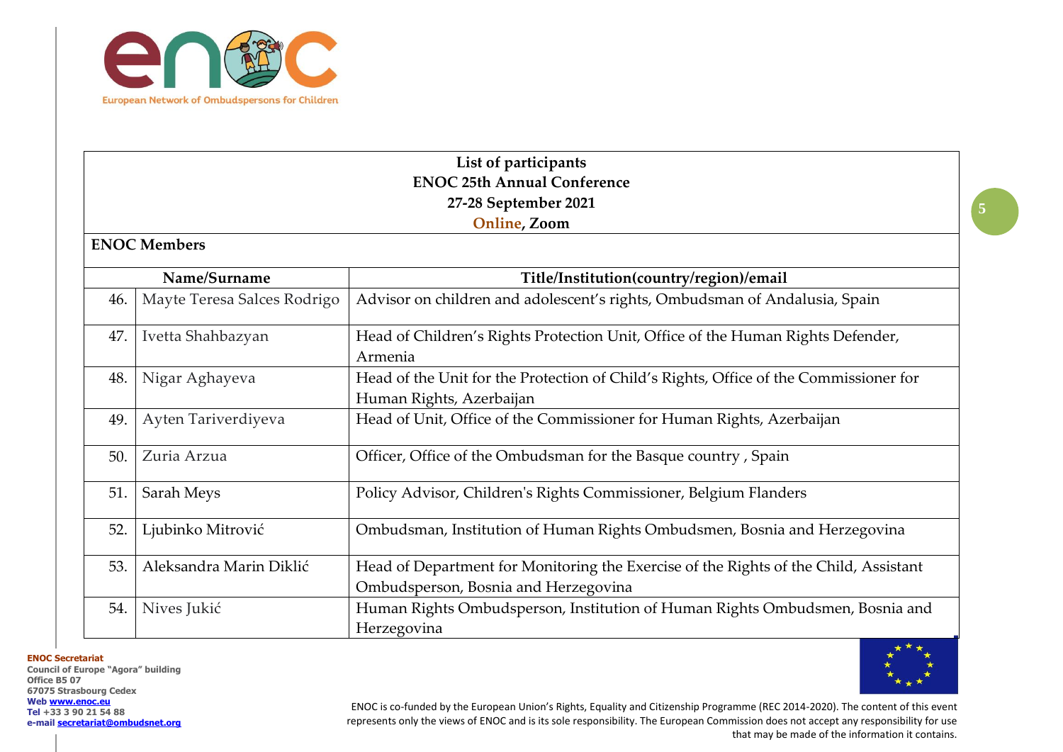**List of participants**
**ENOC 25th Annual Conference**
**27-28 September 2021**
**Online, Zoom**

**ENOC Members**

| | Name/Surname | Title/Institution(country/region)/email |
|---|---|---|
| 46. | Mayte Teresa Salces Rodrigo | Advisor on children and adolescent's rights, Ombudsman of Andalusia, Spain |
| 47. | Ivetta Shahbazyan | Head of Children's Rights Protection Unit, Office of the Human Rights Defender, Armenia |
| 48. | Nigar Aghayeva | Head of the Unit for the Protection of Child's Rights, Office of the Commissioner for Human Rights, Azerbaijan |
| 49. | Ayten Tariverdiyeva | Head of Unit, Office of the Commissioner for Human Rights, Azerbaijan |
| 50. | Zuria Arzua | Officer, Office of the Ombudsman for the Basque country , Spain |
| 51. | Sarah Meys | Policy Advisor, Children's Rights Commissioner, Belgium Flanders |
| 52. | Ljubinko Mitrović | Ombudsman, Institution of Human Rights Ombudsmen, Bosnia and Herzegovina |
| 53. | Aleksandra Marin Diklić | Head of Department for Monitoring the Exercise of the Rights of the Child, Assistant Ombudsperson, Bosnia and Herzegovina |
| 54. | Nives Jukić | Human Rights Ombudsperson, Institution of Human Rights Ombudsmen, Bosnia and Herzegovina |

**ENOC Secretariat**
Council of Europe "Agora" building
Office B5 07
67075 Strasbourg Cedex
Web www.enoc.eu
Tel +33 3 90 21 54 88
e-mail secretariat@ombudsnet.org

ENOC is co-funded by the European Union's Rights, Equality and Citizenship Programme (REC 2014-2020). The content of this event represents only the views of ENOC and is its sole responsibility. The European Commission does not accept any responsibility for use that may be made of the information it contains.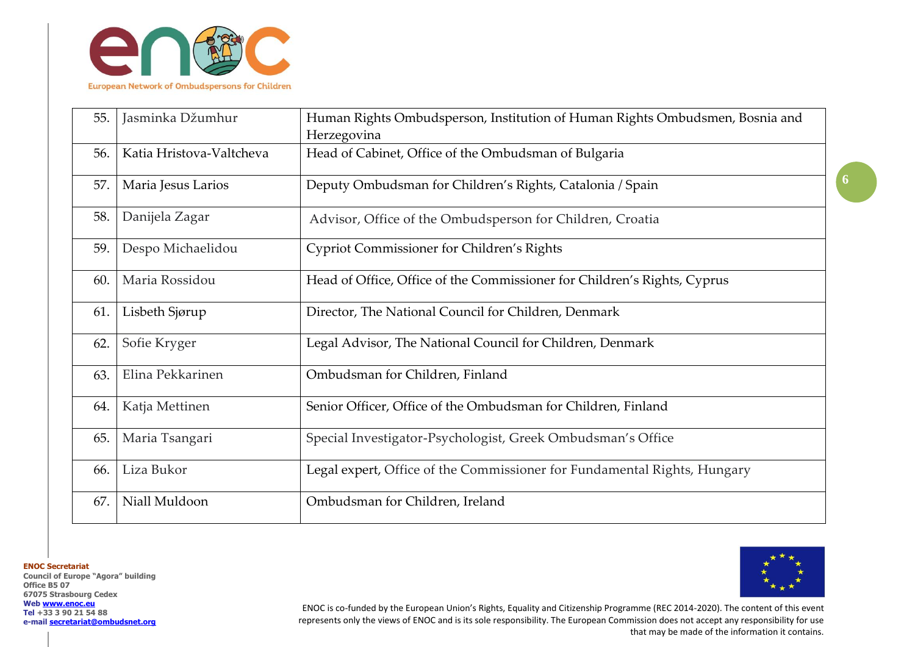| | | |
|---|---|---|
| 55. | Jasminka Džumhur | Human Rights Ombudsperson, Institution of Human Rights Ombudsmen, Bosnia and Herzegovina |
| 56. | Katia Hristova-Valtcheva | Head of Cabinet, Office of the Ombudsman of Bulgaria |
| 57. | Maria Jesus Larios | Deputy Ombudsman for Children's Rights, Catalonia / Spain |
| 58. | Danijela Zagar | Advisor, Office of the Ombudsperson for Children, Croatia |
| 59. | Despo Michaelidou | Cypriot Commissioner for Children's Rights |
| 60. | Maria Rossidou | Head of Office, Office of the Commissioner for Children's Rights, Cyprus |
| 61. | Lisbeth Sjørup | Director, The National Council for Children, Denmark |
| 62. | Sofie Kryger | Legal Advisor, The National Council for Children, Denmark |
| 63. | Elina Pekkarinen | Ombudsman for Children, Finland |
| 64. | Katja Mettinen | Senior Officer, Office of the Ombudsman for Children, Finland |
| 65. | Maria Tsangari | Special Investigator-Psychologist, Greek Ombudsman's Office |
| 66. | Liza Bukor | Legal expert, Office of the Commissioner for Fundamental Rights, Hungary |
| 67. | Niall Muldoon | Ombudsman for Children, Ireland |

**ENOC Secretariat**
Council of Europe "Agora" building
Office B5 07
67075 Strasbourg Cedex
Web www.enoc.eu
Tel +33 3 90 21 54 88
e-mail secretariat@ombudsnet.org

ENOC is co-funded by the European Union's Rights, Equality and Citizenship Programme (REC 2014-2020). The content of this event represents only the views of ENOC and is its sole responsibility. The European Commission does not accept any responsibility for use that may be made of the information it contains.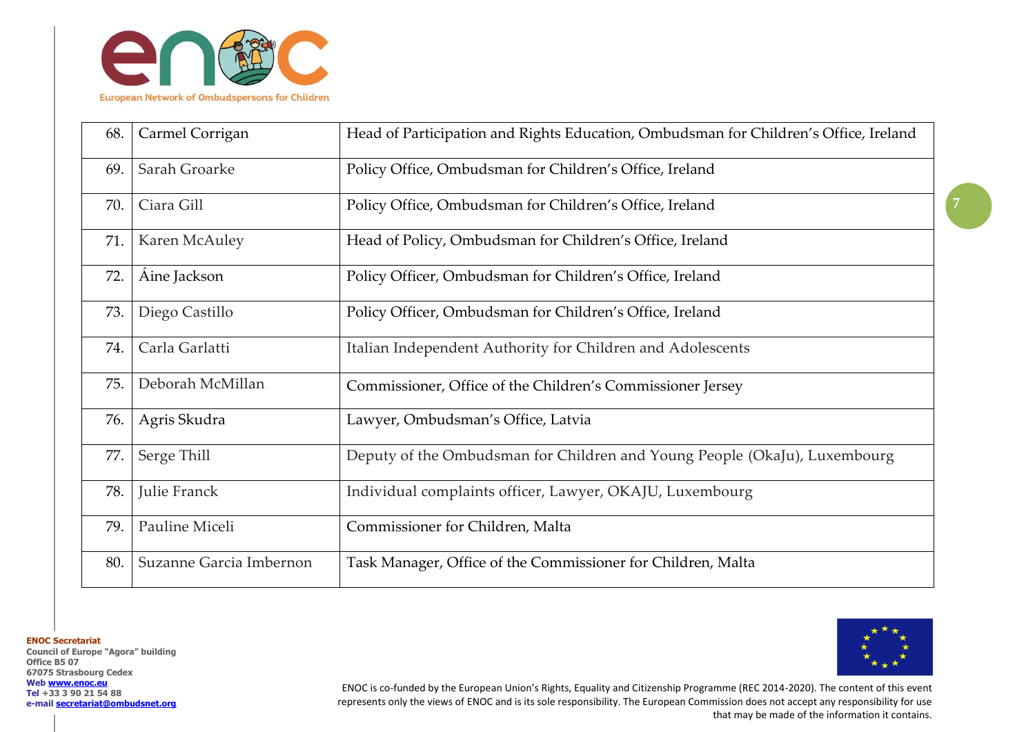| | | |
|---|---|---|
| 68. | Carmel Corrigan | Head of Participation and Rights Education, Ombudsman for Children's Office, Ireland |
| 69. | Sarah Groarke | Policy Office, Ombudsman for Children's Office, Ireland |
| 70. | Ciara Gill | Policy Office, Ombudsman for Children's Office, Ireland |
| 71. | Karen McAuley | Head of Policy, Ombudsman for Children's Office, Ireland |
| 72. | Áine Jackson | Policy Officer, Ombudsman for Children's Office, Ireland |
| 73. | Diego Castillo | Policy Officer, Ombudsman for Children's Office, Ireland |
| 74. | Carla Garlatti | Italian Independent Authority for Children and Adolescents |
| 75. | Deborah McMillan | Commissioner, Office of the Children's Commissioner Jersey |
| 76. | Agris Skudra | Lawyer, Ombudsman's Office, Latvia |
| 77. | Serge Thill | Deputy of the Ombudsman for Children and Young People (OkaJu), Luxembourg |
| 78. | Julie Franck | Individual complaints officer, Lawyer, OKAJU, Luxembourg |
| 79. | Pauline Miceli | Commissioner for Children, Malta |
| 80. | Suzanne Garcia Imbernon | Task Manager, Office of the Commissioner for Children, Malta |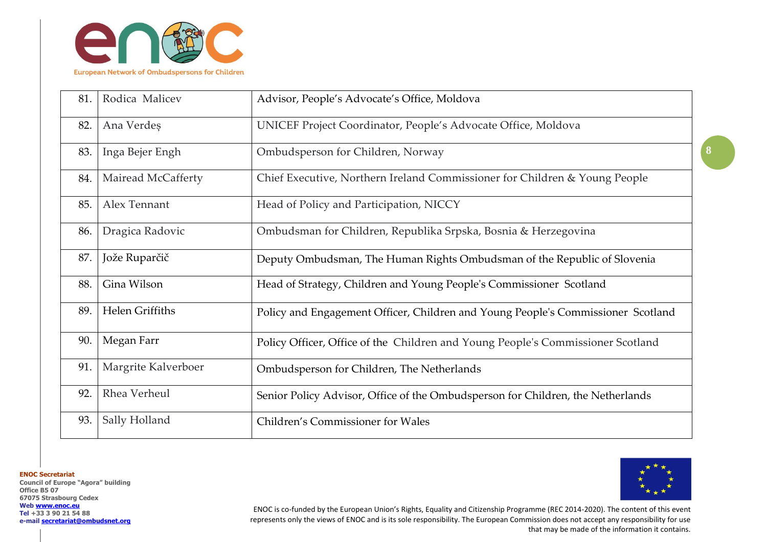| 81. | Rodica Malicev | Advisor, People's Advocate's Office, Moldova |
|---|---|---|
| 82. | Ana Verdeș | UNICEF Project Coordinator, People's Advocate Office, Moldova |
| 83. | Inga Bejer Engh | Ombudsperson for Children, Norway |
| 84. | Mairead McCafferty | Chief Executive, Northern Ireland Commissioner for Children & Young People |
| 85. | Alex Tennant | Head of Policy and Participation, NICCY |
| 86. | Dragica Radovic | Ombudsman for Children, Republika Srpska, Bosnia & Herzegovina |
| 87. | Jože Ruparčič | Deputy Ombudsman, The Human Rights Ombudsman of the Republic of Slovenia |
| 88. | Gina Wilson | Head of Strategy, Children and Young People's Commissioner Scotland |
| 89. | Helen Griffiths | Policy and Engagement Officer, Children and Young People's Commissioner Scotland |
| 90. | Megan Farr | Policy Officer, Office of the Children and Young People's Commissioner Scotland |
| 91. | Margrite Kalverboer | Ombudsperson for Children, The Netherlands |
| 92. | Rhea Verheul | Senior Policy Advisor, Office of the Ombudsperson for Children, the Netherlands |
| 93. | Sally Holland | Children's Commissioner for Wales |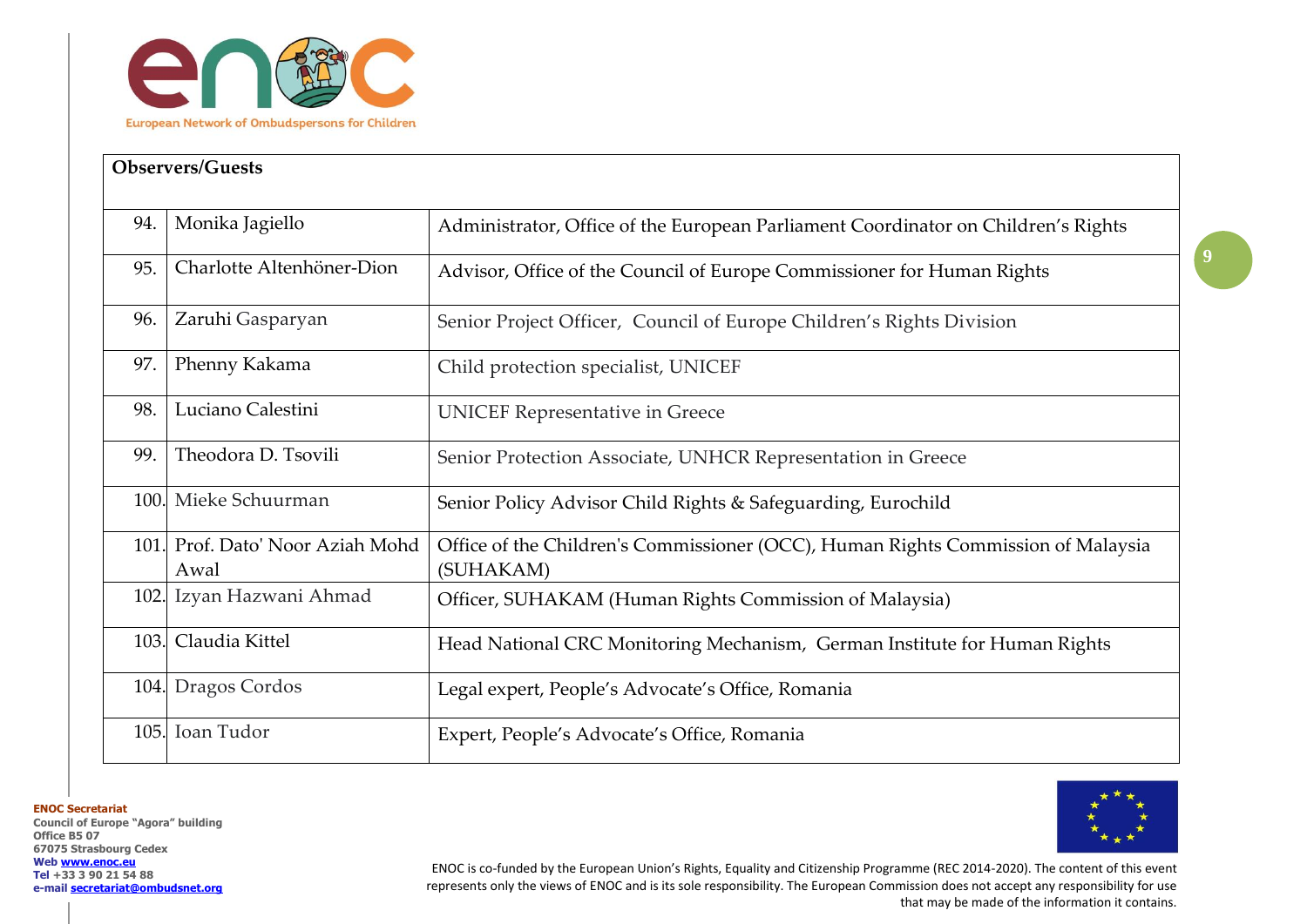| Observers/Guests | | |
|---|---|---|
| 94. | Monika Jagiello | Administrator, Office of the European Parliament Coordinator on Children's Rights |
| 95. | Charlotte Altenhöner-Dion | Advisor, Office of the Council of Europe Commissioner for Human Rights |
| 96. | Zaruhi Gasparyan | Senior Project Officer, Council of Europe Children's Rights Division |
| 97. | Phenny Kakama | Child protection specialist, UNICEF |
| 98. | Luciano Calestini | UNICEF Representative in Greece |
| 99. | Theodora D. Tsovili | Senior Protection Associate, UNHCR Representation in Greece |
| 100. | Mieke Schuurman | Senior Policy Advisor Child Rights & Safeguarding, Eurochild |
| 101. | Prof. Dato' Noor Aziah Mohd Awal | Office of the Children's Commissioner (OCC), Human Rights Commission of Malaysia (SUHAKAM) |
| 102. | Izyan Hazwani Ahmad | Officer, SUHAKAM (Human Rights Commission of Malaysia) |
| 103. | Claudia Kittel | Head National CRC Monitoring Mechanism, German Institute for Human Rights |
| 104. | Dragos Cordos | Legal expert, People's Advocate's Office, Romania |
| 105. | Ioan Tudor | Expert, People's Advocate's Office, Romania |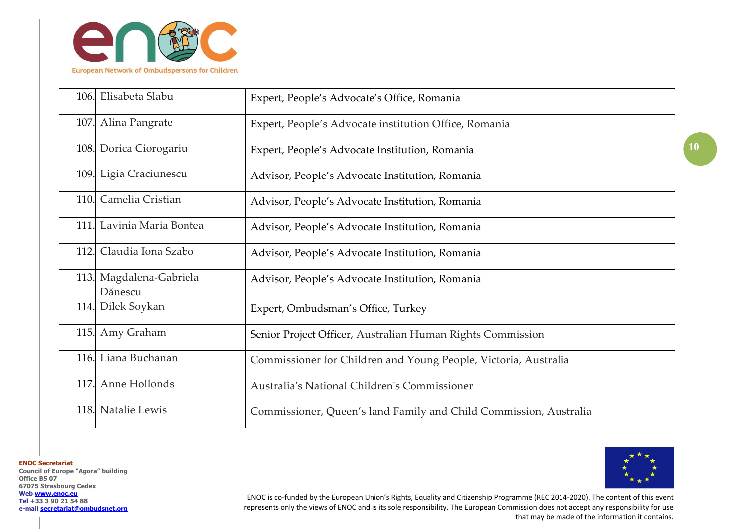| | | |
|---|---|---|
| 106. | Elisabeta Slabu | Expert, People's Advocate's Office, Romania |
| 107. | Alina Pangrate | Expert, People's Advocate institution Office, Romania |
| 108. | Dorica Ciorogariu | Expert, People's Advocate Institution, Romania |
| 109. | Ligia Craciunescu | Advisor, People's Advocate Institution, Romania |
| 110. | Camelia Cristian | Advisor, People's Advocate Institution, Romania |
| 111. | Lavinia Maria Bontea | Advisor, People's Advocate Institution, Romania |
| 112. | Claudia Iona Szabo | Advisor, People's Advocate Institution, Romania |
| 113. | Magdalena-Gabriela Dănescu | Advisor, People's Advocate Institution, Romania |
| 114. | Dilek Soykan | Expert, Ombudsman's Office, Turkey |
| 115. | Amy Graham | Senior Project Officer, Australian Human Rights Commission |
| 116. | Liana Buchanan | Commissioner for Children and Young People, Victoria, Australia |
| 117. | Anne Hollonds | Australia's National Children's Commissioner |
| 118. | Natalie Lewis | Commissioner, Queen's land Family and Child Commission, Australia |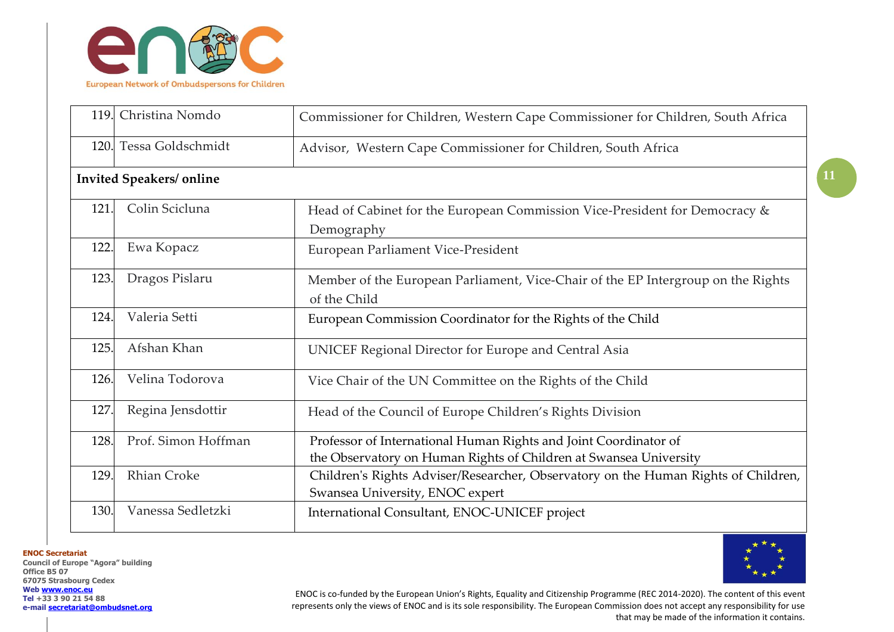| | | |
|---|---|---|
| 119. | Christina Nomdo | Commissioner for Children, Western Cape Commissioner for Children, South Africa |
| 120. | Tessa Goldschmidt | Advisor, Western Cape Commissioner for Children, South Africa |
| **Invited Speakers/ online** | | |
| 121. | Colin Scicluna | Head of Cabinet for the European Commission Vice-President for Democracy & Demography |
| 122. | Ewa Kopacz | European Parliament Vice-President |
| 123. | Dragos Pislaru | Member of the European Parliament, Vice-Chair of the EP Intergroup on the Rights of the Child |
| 124. | Valeria Setti | European Commission Coordinator for the Rights of the Child |
| 125. | Afshan Khan | UNICEF Regional Director for Europe and Central Asia |
| 126. | Velina Todorova | Vice Chair of the UN Committee on the Rights of the Child |
| 127. | Regina Jensdottir | Head of the Council of Europe Children's Rights Division |
| 128. | Prof. Simon Hoffman | Professor of International Human Rights and Joint Coordinator of the Observatory on Human Rights of Children at Swansea University |
| 129. | Rhian Croke | Children's Rights Adviser/Researcher, Observatory on the Human Rights of Children, Swansea University, ENOC expert |
| 130. | Vanessa Sedletzki | International Consultant, ENOC-UNICEF project |

**ENOC Secretariat**
Council of Europe "Agora" building
Office B5 07
67075 Strasbourg Cedex
Web www.enoc.eu
Tel +33 3 90 21 54 88
e-mail secretariat@ombudsnet.org

ENOC is co-funded by the European Union's Rights, Equality and Citizenship Programme (REC 2014-2020). The content of this event represents only the views of ENOC and is its sole responsibility. The European Commission does not accept any responsibility for use that may be made of the information it contains.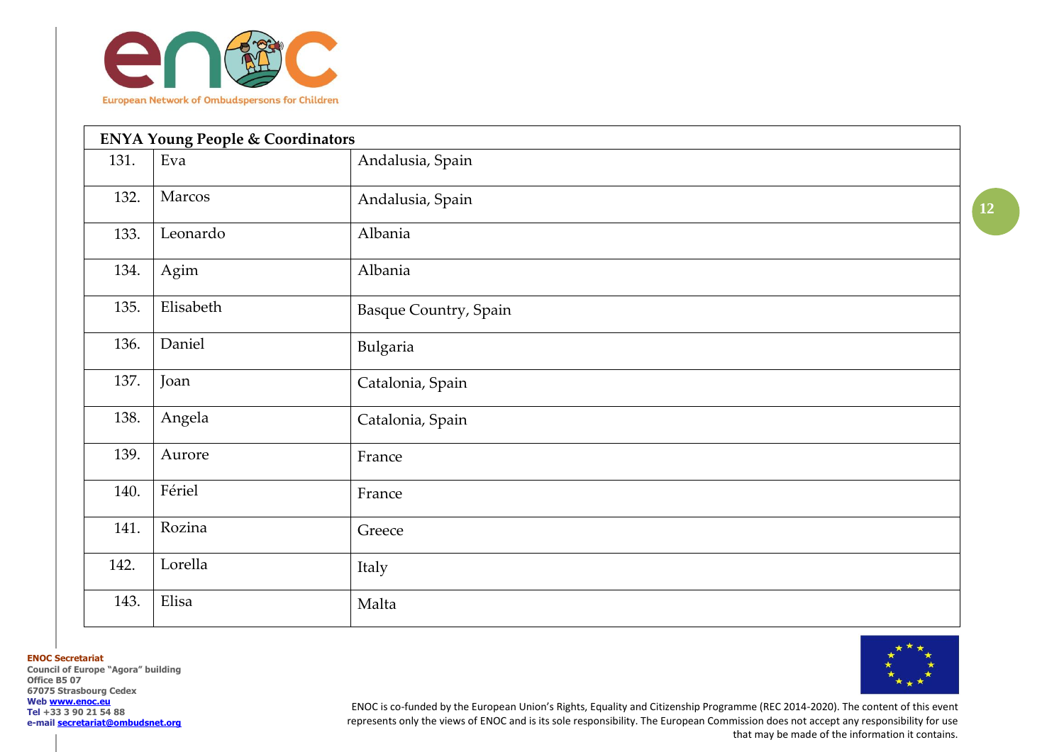| ENYA Young People & Coordinators | | |
|---|---|---|
| 131. | Eva | Andalusia, Spain |
| 132. | Marcos | Andalusia, Spain |
| 133. | Leonardo | Albania |
| 134. | Agim | Albania |
| 135. | Elisabeth | Basque Country, Spain |
| 136. | Daniel | Bulgaria |
| 137. | Joan | Catalonia, Spain |
| 138. | Angela | Catalonia, Spain |
| 139. | Aurore | France |
| 140. | Fériel | France |
| 141. | Rozina | Greece |
| 142. | Lorella | Italy |
| 143. | Elisa | Malta |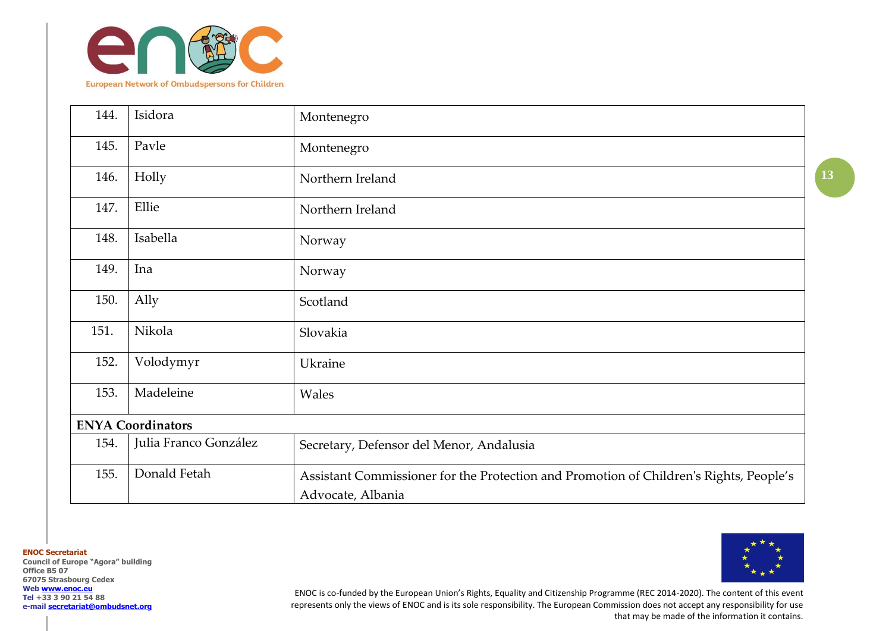| | | |
|---|---|---|
| 144. | Isidora | Montenegro |
| 145. | Pavle | Montenegro |
| 146. | Holly | Northern Ireland |
| 147. | Ellie | Northern Ireland |
| 148. | Isabella | Norway |
| 149. | Ina | Norway |
| 150. | Ally | Scotland |
| 151. | Nikola | Slovakia |
| 152. | Volodymyr | Ukraine |
| 153. | Madeleine | Wales |
| **ENYA Coordinators** | | |
| 154. | Julia Franco González | Secretary, Defensor del Menor, Andalusia |
| 155. | Donald Fetah | Assistant Commissioner for the Protection and Promotion of Children's Rights, People's Advocate, Albania |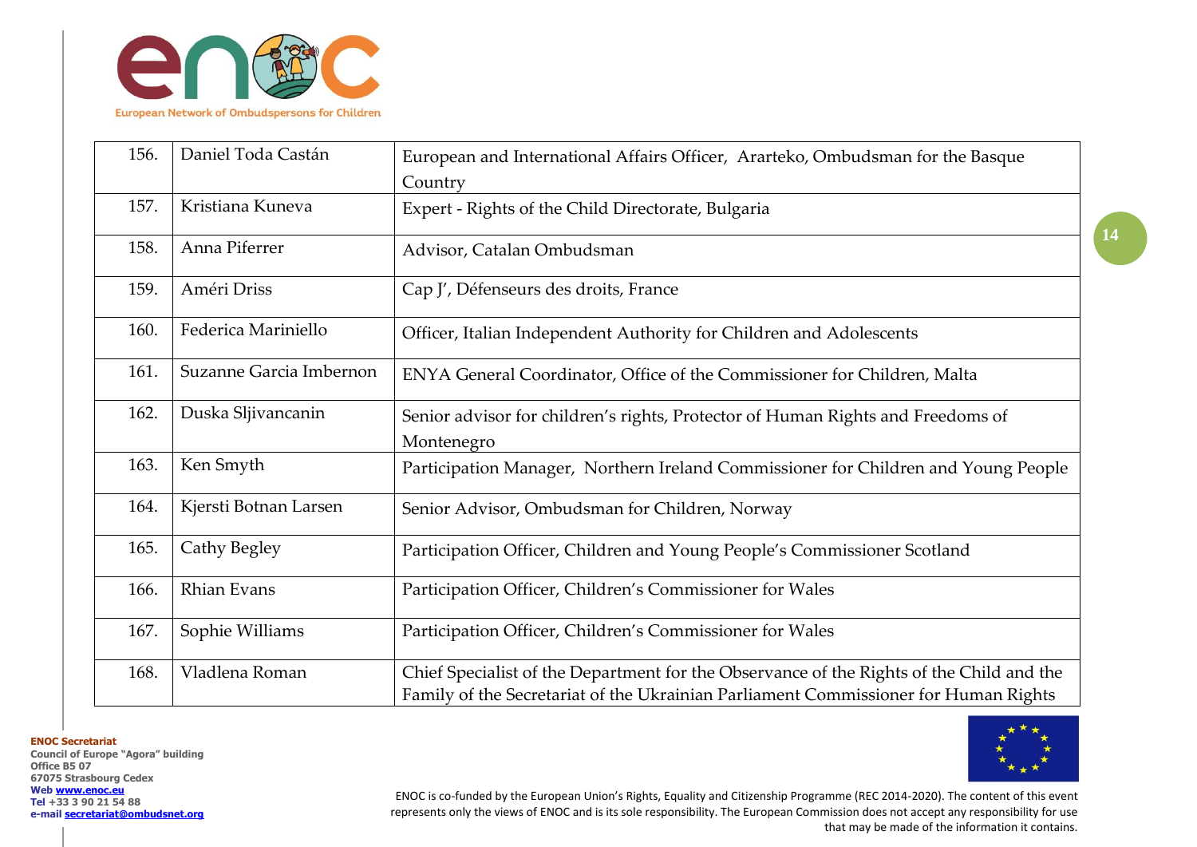| 156. | Daniel Toda Castán | European and International Affairs Officer, Ararteko, Ombudsman for the Basque Country |
|---|---|---|
| 157. | Kristiana Kuneva | Expert - Rights of the Child Directorate, Bulgaria |
| 158. | Anna Piferrer | Advisor, Catalan Ombudsman |
| 159. | Améri Driss | Cap J', Défenseurs des droits, France |
| 160. | Federica Mariniello | Officer, Italian Independent Authority for Children and Adolescents |
| 161. | Suzanne Garcia Imbernon | ENYA General Coordinator, Office of the Commissioner for Children, Malta |
| 162. | Duska Sljivancanin | Senior advisor for children's rights, Protector of Human Rights and Freedoms of Montenegro |
| 163. | Ken Smyth | Participation Manager, Northern Ireland Commissioner for Children and Young People |
| 164. | Kjersti Botnan Larsen | Senior Advisor, Ombudsman for Children, Norway |
| 165. | Cathy Begley | Participation Officer, Children and Young People's Commissioner Scotland |
| 166. | Rhian Evans | Participation Officer, Children's Commissioner for Wales |
| 167. | Sophie Williams | Participation Officer, Children's Commissioner for Wales |
| 168. | Vladlena Roman | Chief Specialist of the Department for the Observance of the Rights of the Child and the Family of the Secretariat of the Ukrainian Parliament Commissioner for Human Rights |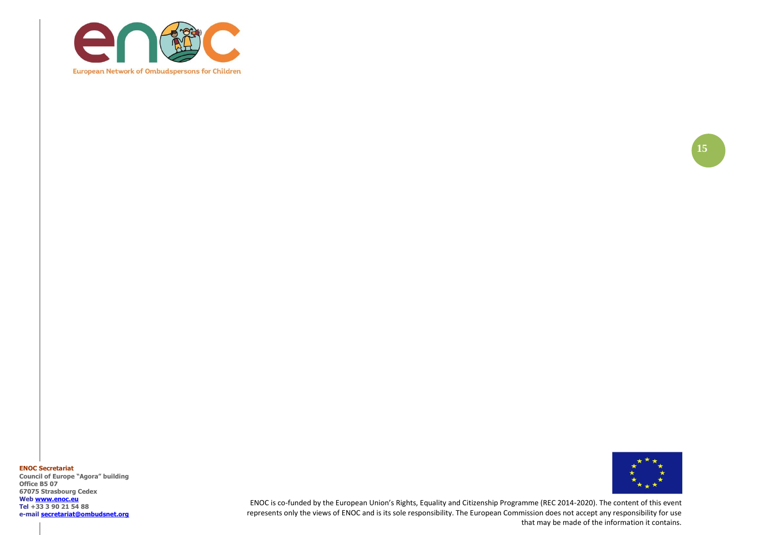**ENOC Secretariat**
**Council of Europe "Agora" building**
**Office B5 07**
**67075 Strasbourg Cedex**
**Web www.enoc.eu**
**Tel +33 3 90 21 54 88**
**e-mail secretariat@ombudsnet.org**

ENOC is co-funded by the European Union's Rights, Equality and Citizenship Programme (REC 2014-2020). The content of this event represents only the views of ENOC and is its sole responsibility. The European Commission does not accept any responsibility for use that may be made of the information it contains.